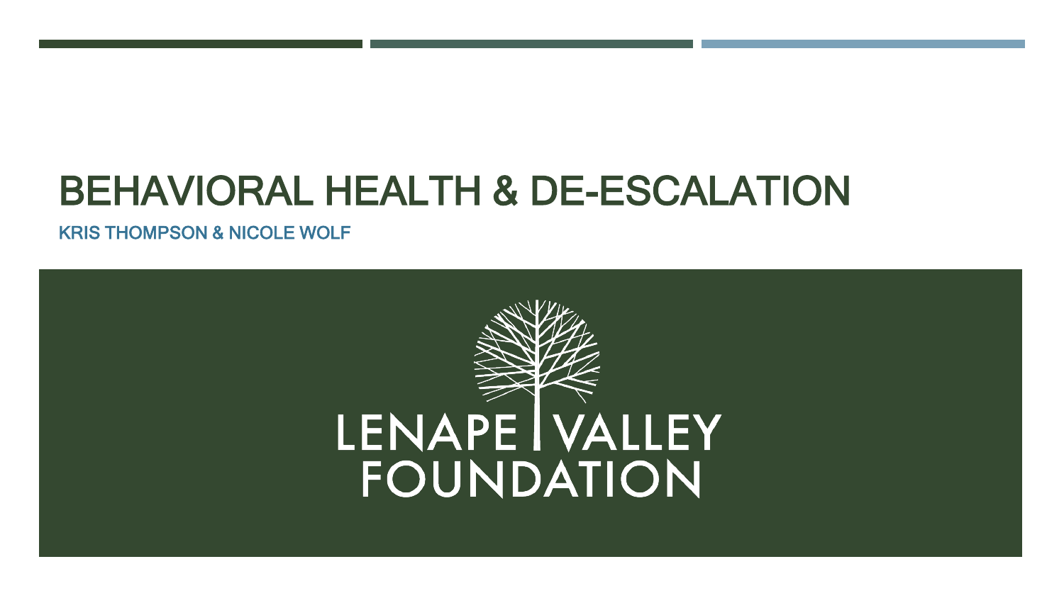# BEHAVIORAL HEALTH & DE-ESCALATION

KRIS THOMPSON & NICOLE WOLF

LENAPE VALLEY FOUNDATION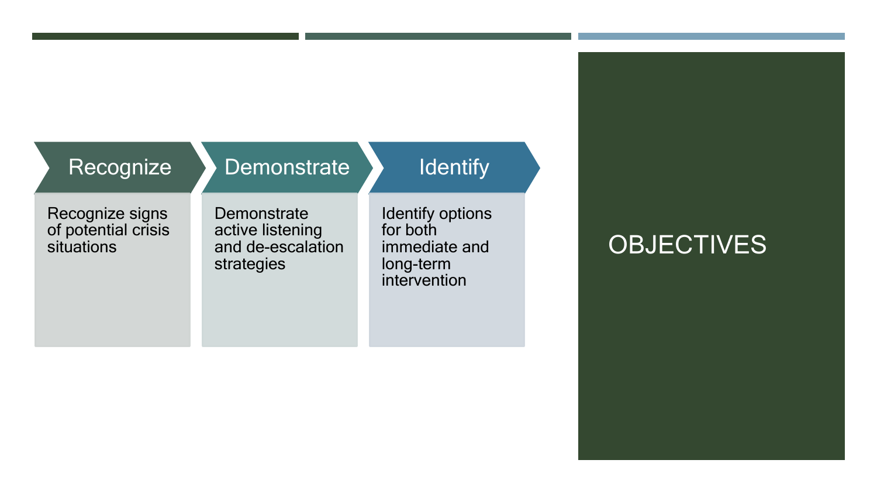# OBJECTIVES

**Recognize**

Recognize signs of potential crisis situations

**Demonstrate**

Demonstrate active listening and de-escalation strategies

**Identify**

Identify options for both immediate and long-term intervention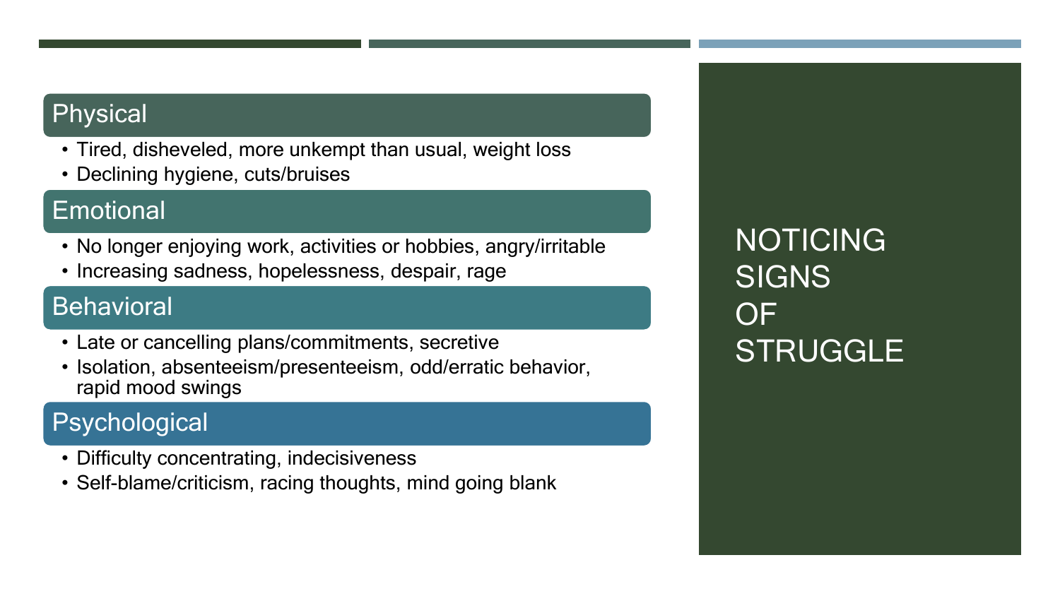# NOTICING SIGNS OF STRUGGLE

## Physical

- Tired, disheveled, more unkempt than usual, weight loss
- Declining hygiene, cuts/bruises

## Emotional

- No longer enjoying work, activities or hobbies, angry/irritable
- Increasing sadness, hopelessness, despair, rage

## Behavioral

- Late or cancelling plans/commitments, secretive
- Isolation, absenteeism/presenteeism, odd/erratic behavior, rapid mood swings

## Psychological

- Difficulty concentrating, indecisiveness
- Self-blame/criticism, racing thoughts, mind going blank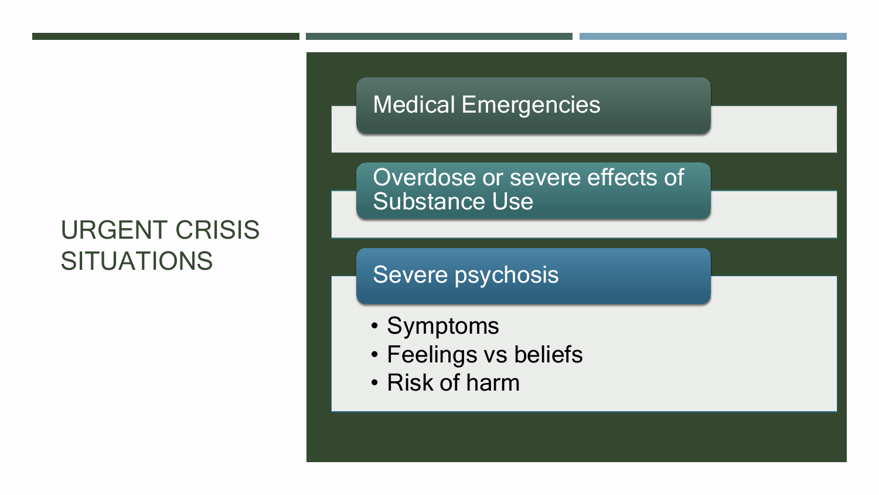# URGENT CRISIS SITUATIONS

## Medical Emergencies

## Overdose or severe effects of Substance Use

## Severe psychosis

- Symptoms
- Feelings vs beliefs
- Risk of harm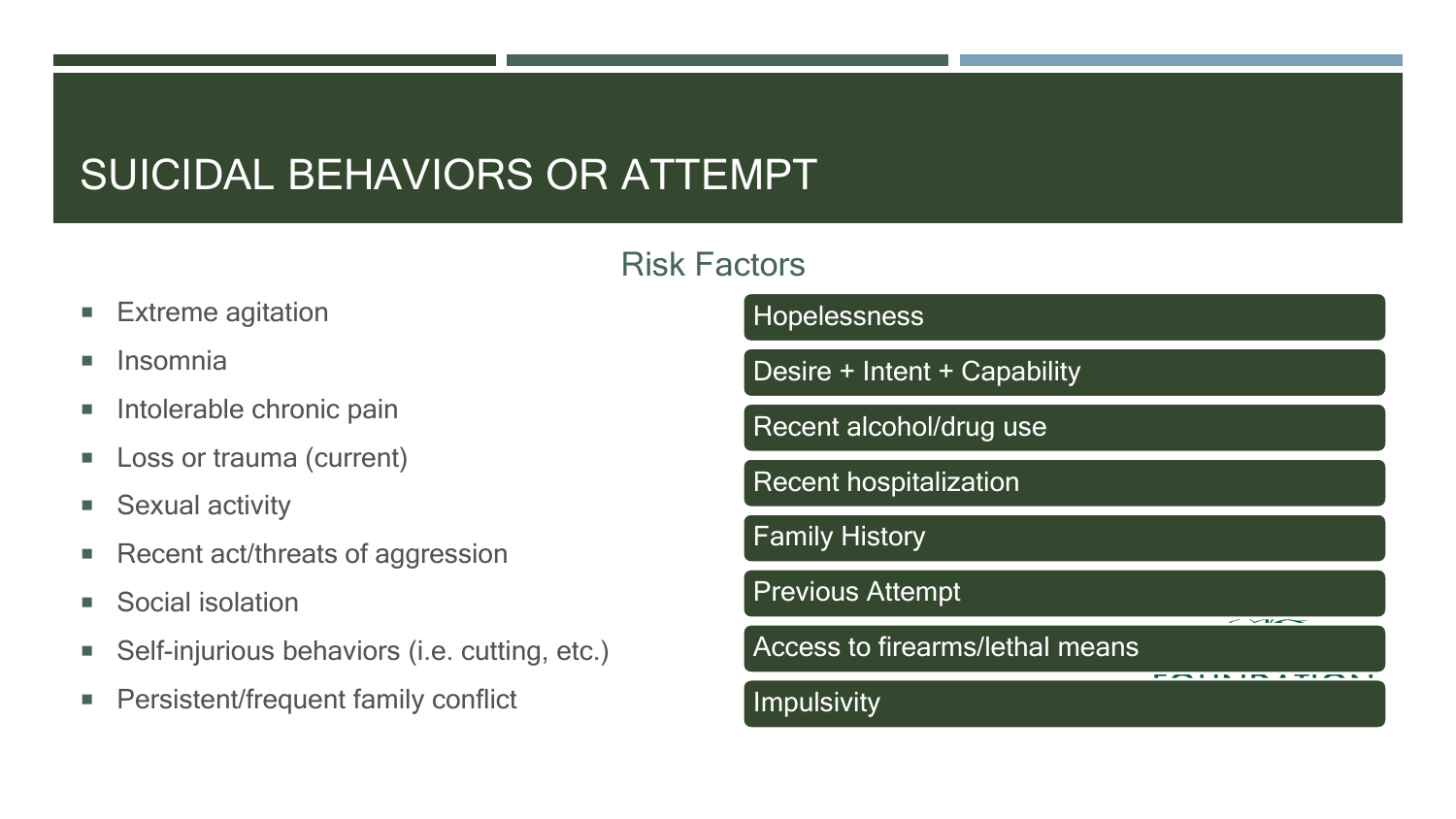# SUICIDAL BEHAVIORS OR ATTEMPT

## Risk Factors

- Extreme agitation
- Insomnia
- Intolerable chronic pain
- Loss or trauma (current)
- Sexual activity
- Recent act/threats of aggression
- Social isolation
- Self-injurious behaviors (i.e. cutting, etc.)
- Persistent/frequent family conflict

- Hopelessness
- Desire + Intent + Capability
- Recent alcohol/drug use
- Recent hospitalization
- Family History
- Previous Attempt
- Access to firearms/lethal means
- Impulsivity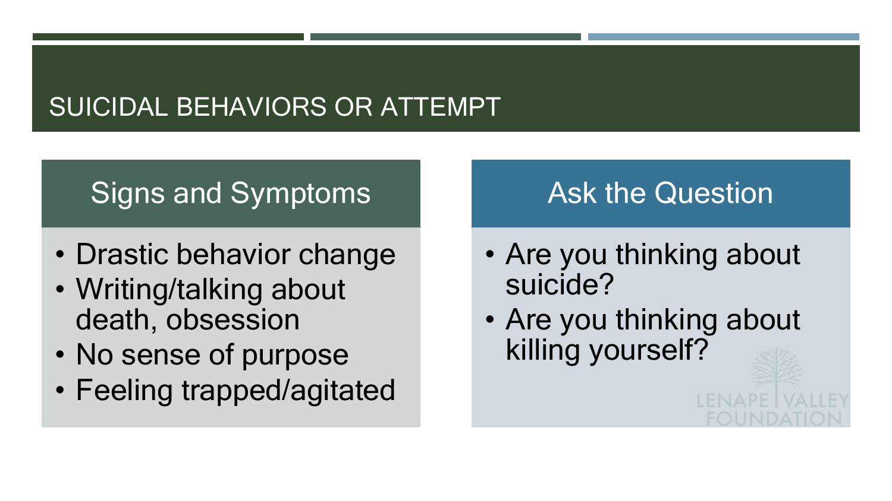# SUICIDAL BEHAVIORS OR ATTEMPT

## Signs and Symptoms

- Drastic behavior change
- Writing/talking about death, obsession
- No sense of purpose
- Feeling trapped/agitated

## Ask the Question

- Are you thinking about suicide?
- Are you thinking about killing yourself?

LENAPE VALLEY FOUNDATION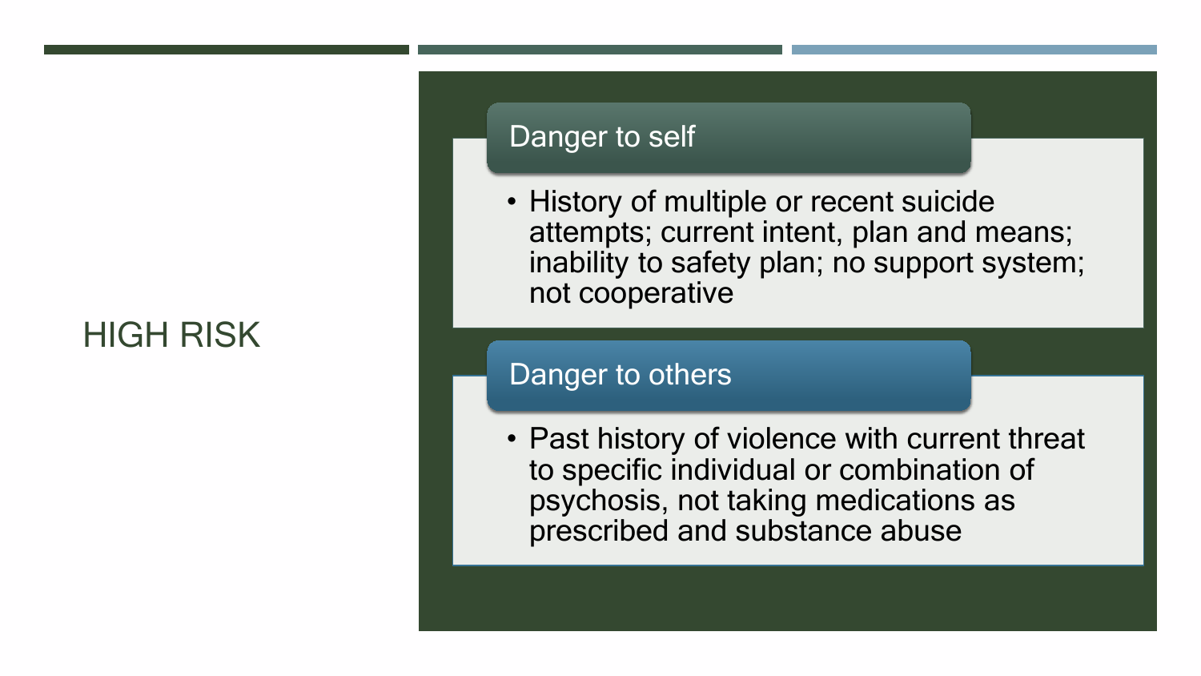# HIGH RISK

## Danger to self

- History of multiple or recent suicide attempts; current intent, plan and means; inability to safety plan; no support system; not cooperative

## Danger to others

- Past history of violence with current threat to specific individual or combination of psychosis, not taking medications as prescribed and substance abuse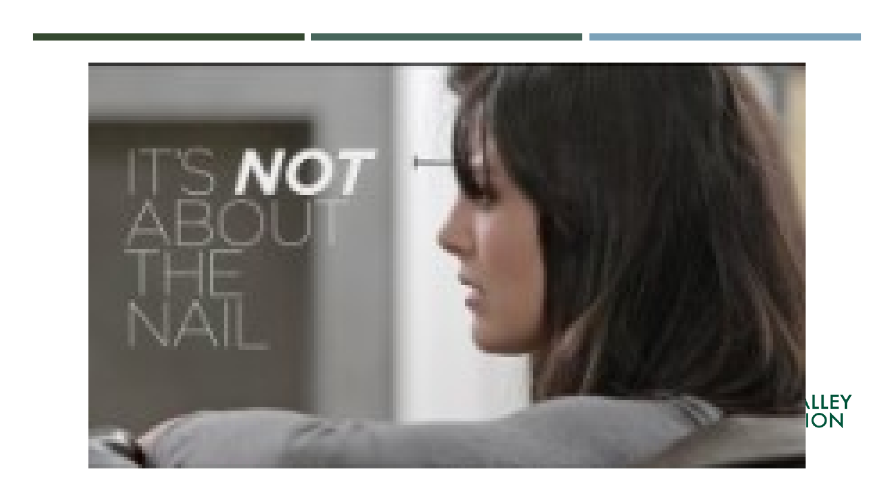IT'S **NOT** ABOUT THE NAIL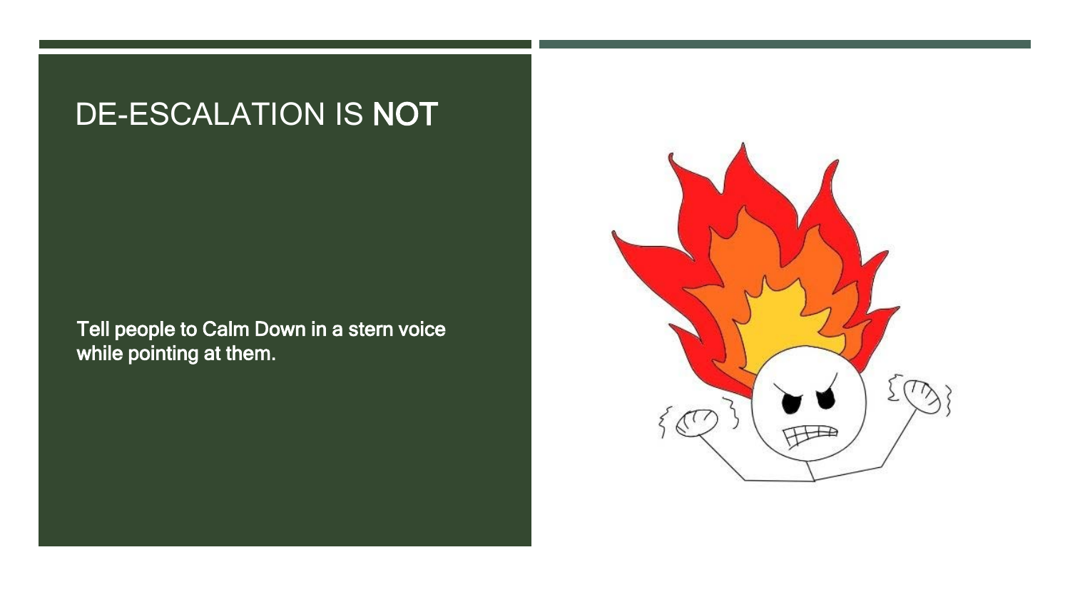# DE-ESCALATION IS NOT

Tell people to Calm Down in a stern voice while pointing at them.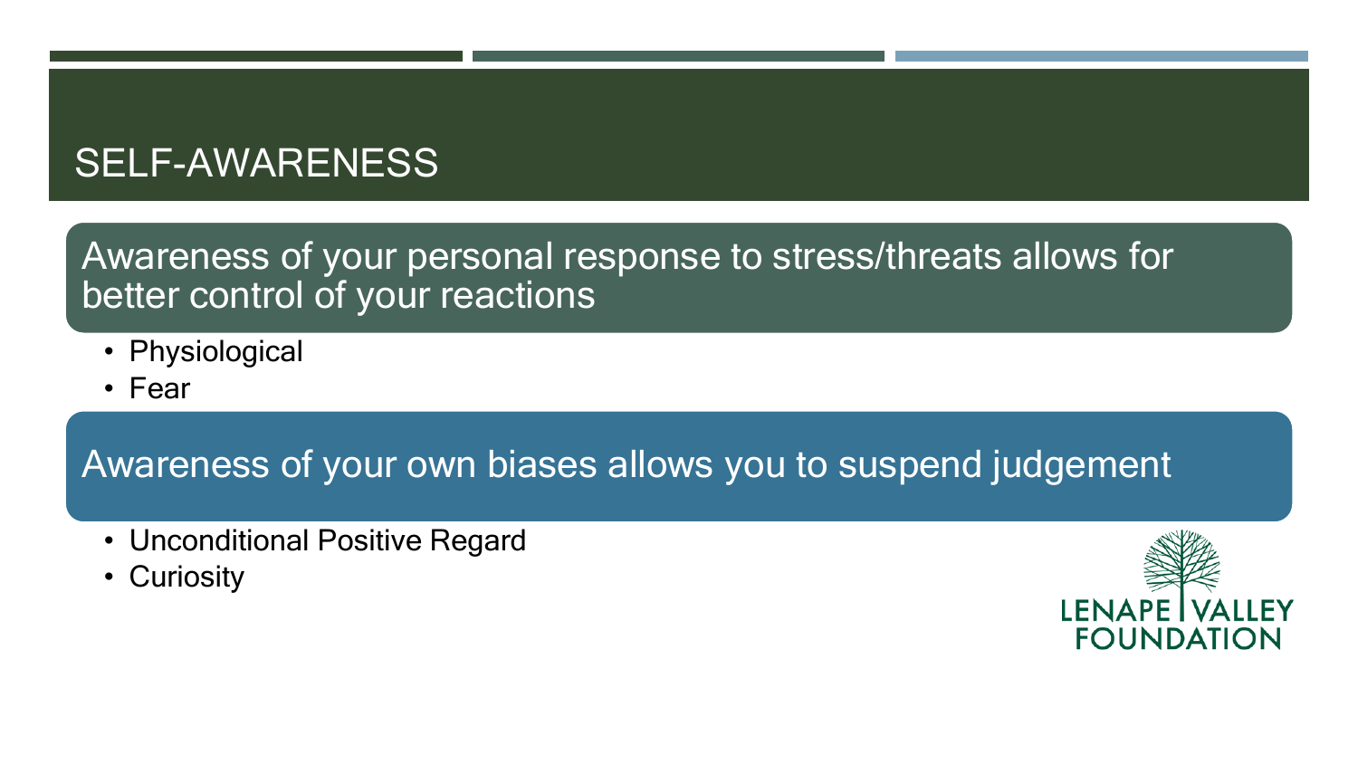# SELF-AWARENESS

## Awareness of your personal response to stress/threats allows for better control of your reactions

- Physiological
- Fear

## Awareness of your own biases allows you to suspend judgement

- Unconditional Positive Regard
- Curiosity

LENAPE VALLEY FOUNDATION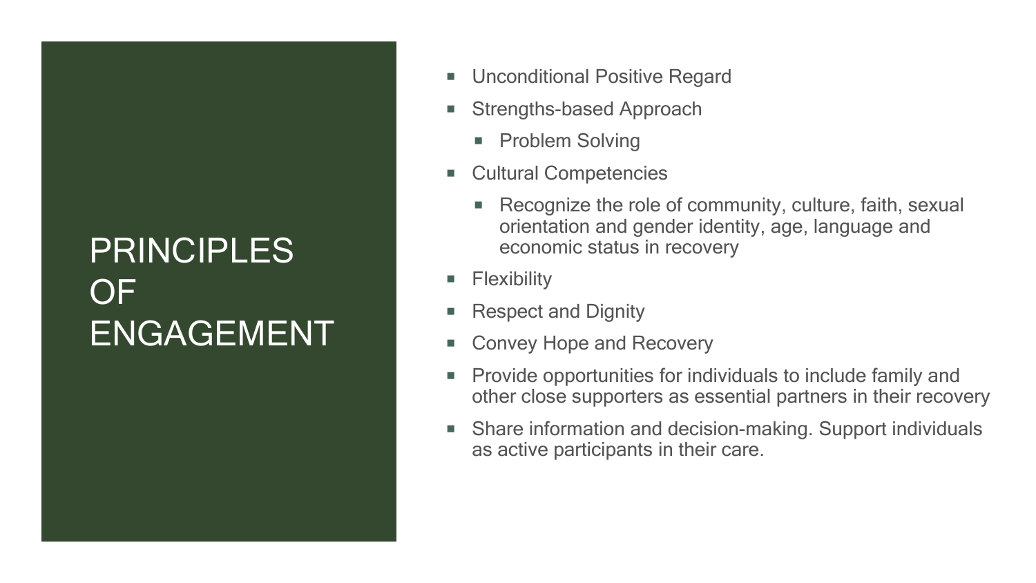# PRINCIPLES OF ENGAGEMENT

- Unconditional Positive Regard
- Strengths-based Approach
  - Problem Solving
- Cultural Competencies
  - Recognize the role of community, culture, faith, sexual orientation and gender identity, age, language and economic status in recovery
- Flexibility
- Respect and Dignity
- Convey Hope and Recovery
- Provide opportunities for individuals to include family and other close supporters as essential partners in their recovery
- Share information and decision-making. Support individuals as active participants in their care.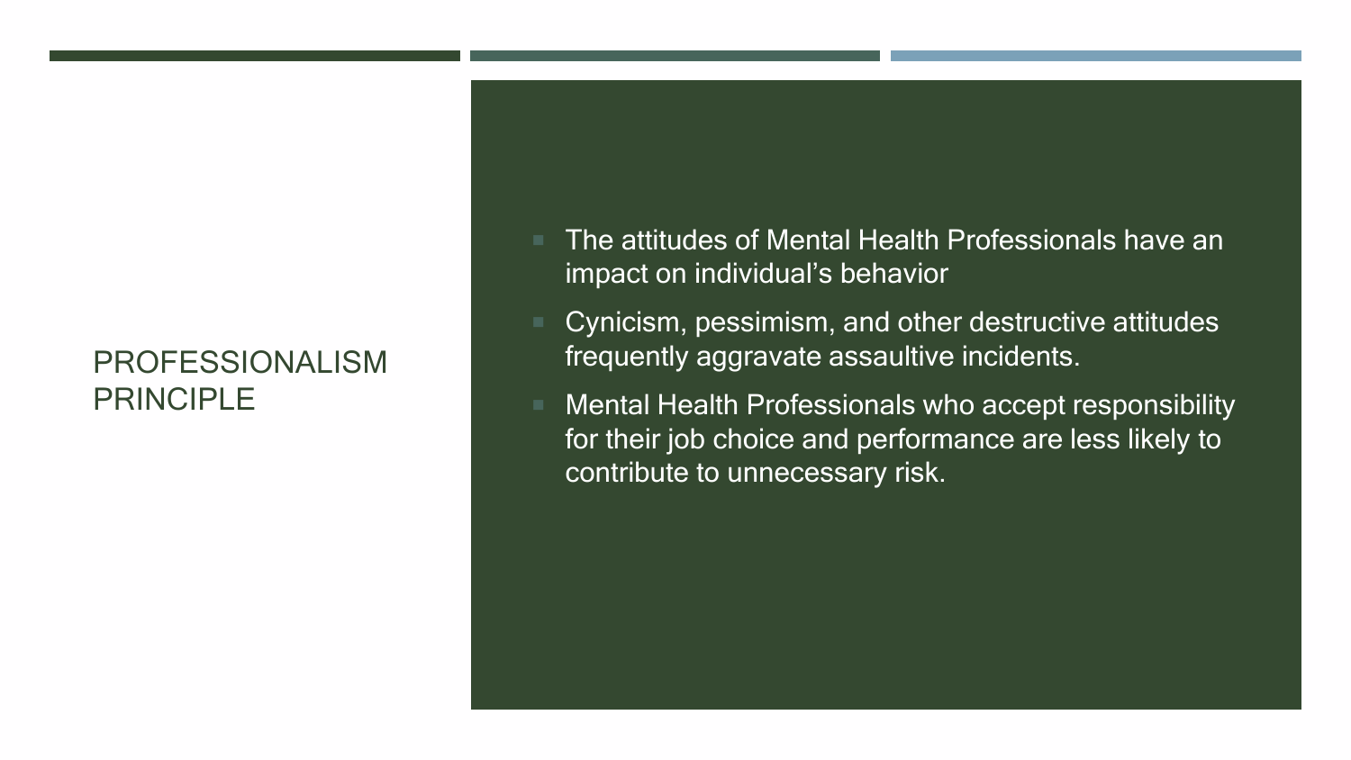# PROFESSIONALISM PRINCIPLE

- The attitudes of Mental Health Professionals have an impact on individual's behavior
- Cynicism, pessimism, and other destructive attitudes frequently aggravate assaultive incidents.
- Mental Health Professionals who accept responsibility for their job choice and performance are less likely to contribute to unnecessary risk.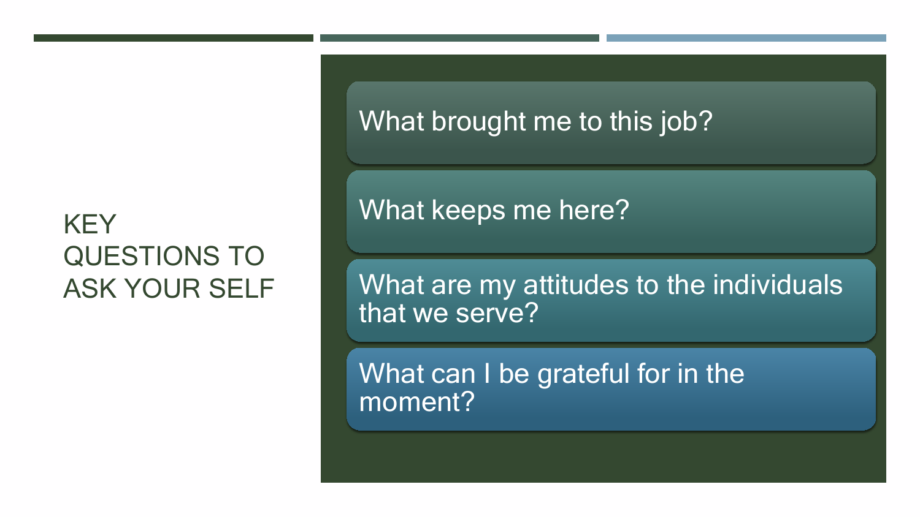# KEY QUESTIONS TO ASK YOUR SELF

- What brought me to this job?
- What keeps me here?
- What are my attitudes to the individuals that we serve?
- What can I be grateful for in the moment?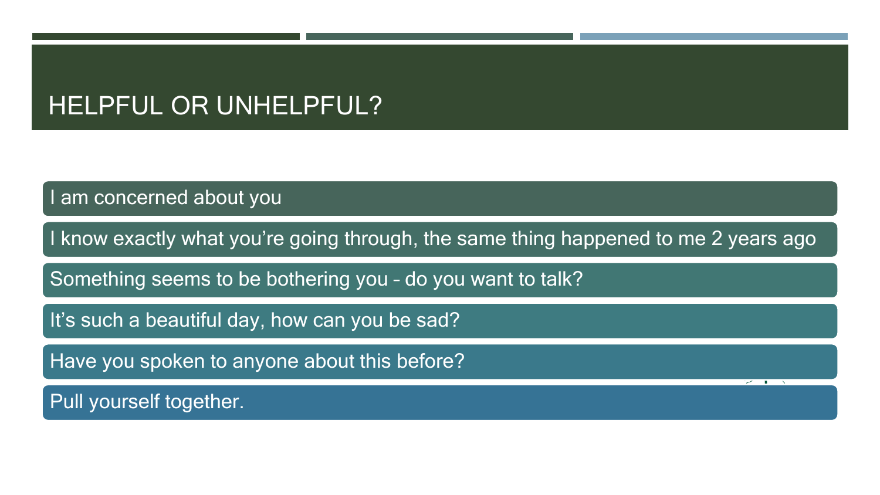# HELPFUL OR UNHELPFUL?

- I am concerned about you
- I know exactly what you're going through, the same thing happened to me 2 years ago
- Something seems to be bothering you – do you want to talk?
- It's such a beautiful day, how can you be sad?
- Have you spoken to anyone about this before?
- Pull yourself together.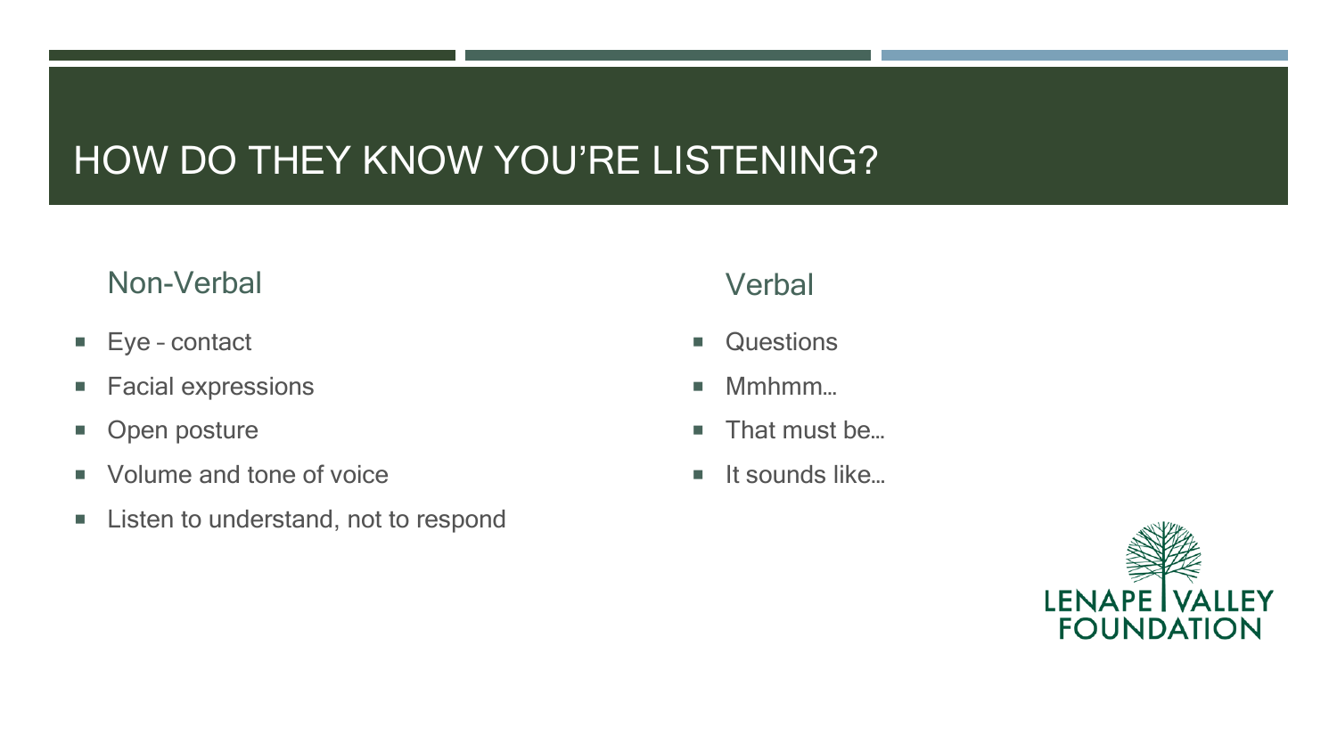# HOW DO THEY KNOW YOU'RE LISTENING?

## Non-Verbal

- Eye – contact
- Facial expressions
- Open posture
- Volume and tone of voice
- Listen to understand, not to respond

## Verbal

- Questions
- Mmhmm…
- That must be…
- It sounds like…

LENAPE VALLEY FOUNDATION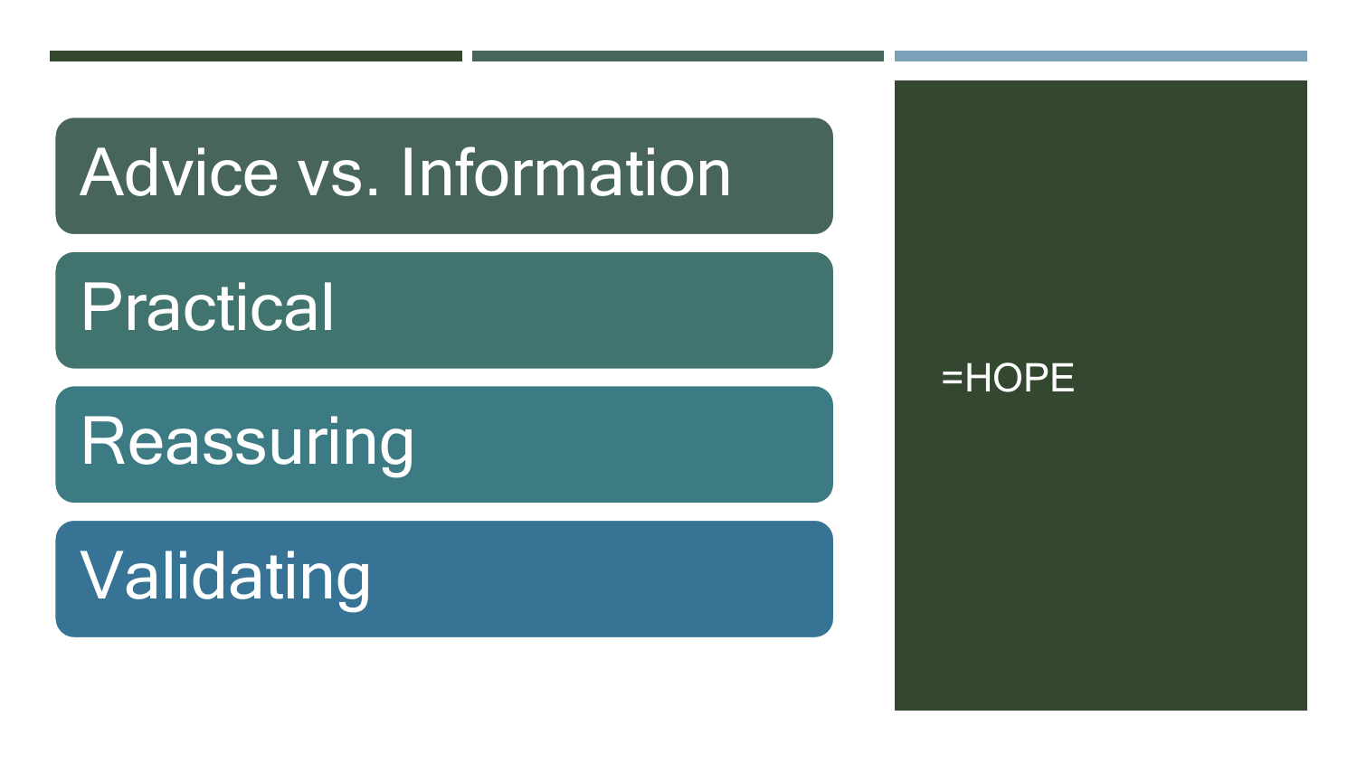- Advice vs. Information
- Practical
- Reassuring
- Validating

=HOPE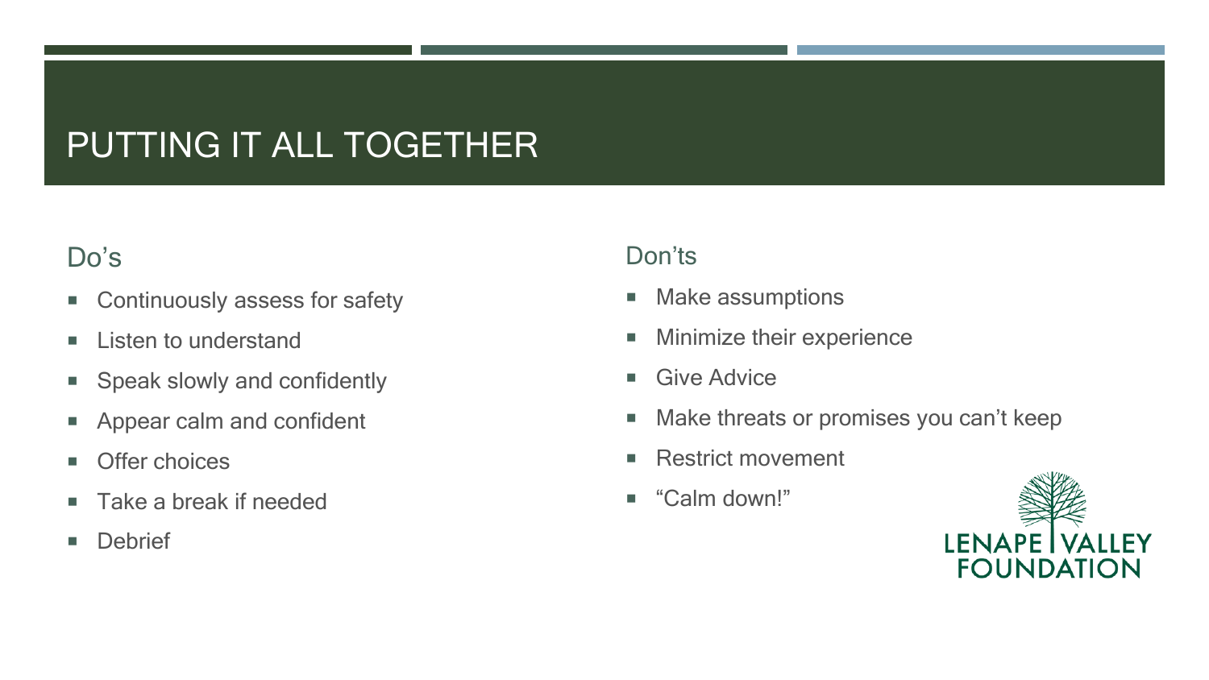# PUTTING IT ALL TOGETHER

## Do's

- Continuously assess for safety
- Listen to understand
- Speak slowly and confidently
- Appear calm and confident
- Offer choices
- Take a break if needed
- Debrief

## Don'ts

- Make assumptions
- Minimize their experience
- Give Advice
- Make threats or promises you can't keep
- Restrict movement
- "Calm down!"

LENAPE VALLEY FOUNDATION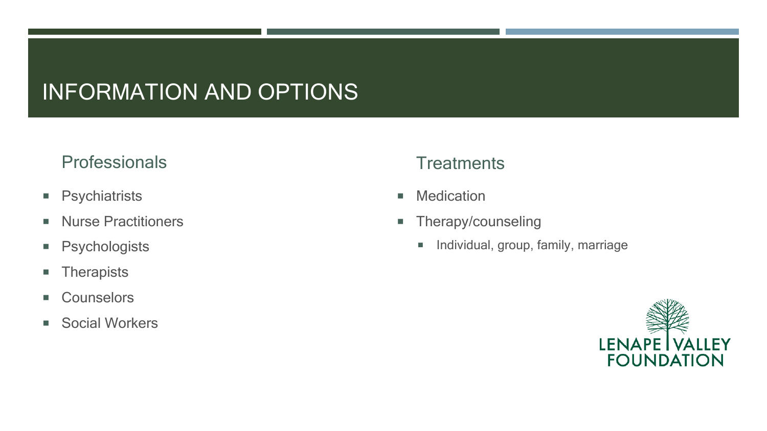# INFORMATION AND OPTIONS

## Professionals

- Psychiatrists
- Nurse Practitioners
- Psychologists
- Therapists
- Counselors
- Social Workers

## Treatments

- Medication
- Therapy/counseling
  - Individual, group, family, marriage

LENAPE VALLEY FOUNDATION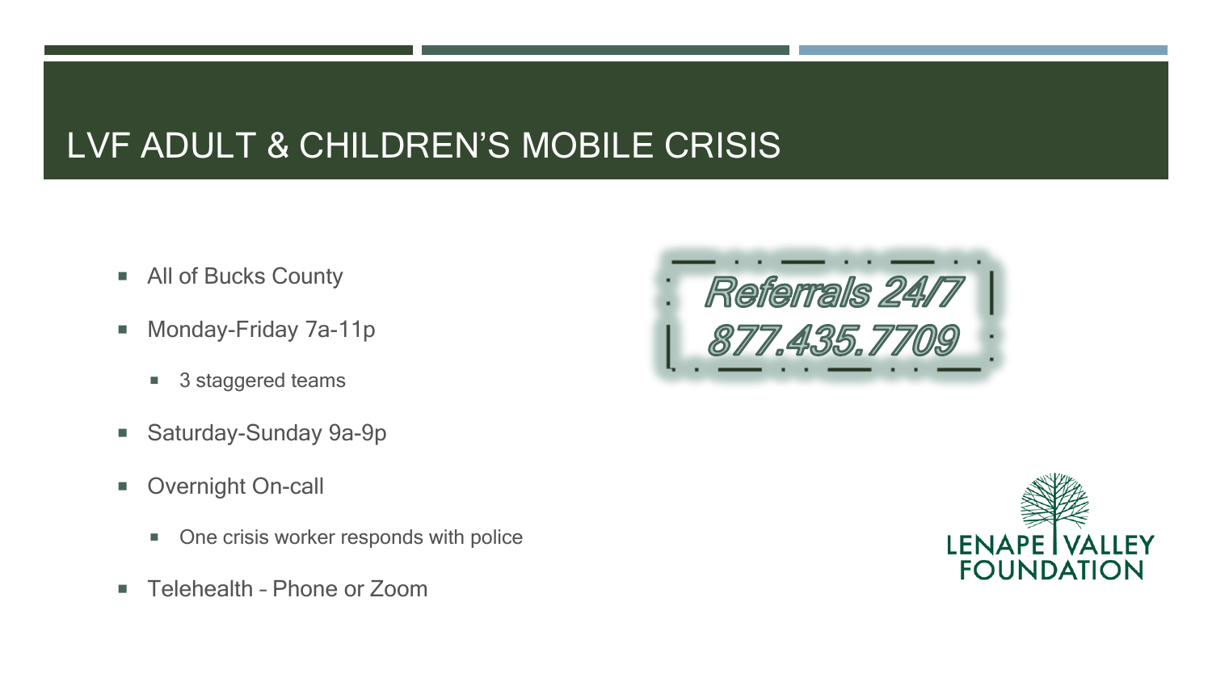# LVF ADULT & CHILDREN'S MOBILE CRISIS

- All of Bucks County
- Monday-Friday 7a-11p
  - 3 staggered teams
- Saturday-Sunday 9a-9p
- Overnight On-call
  - One crisis worker responds with police
- Telehealth – Phone or Zoom

*Referrals 24/7*
*877.435.7709*

LENAPE VALLEY FOUNDATION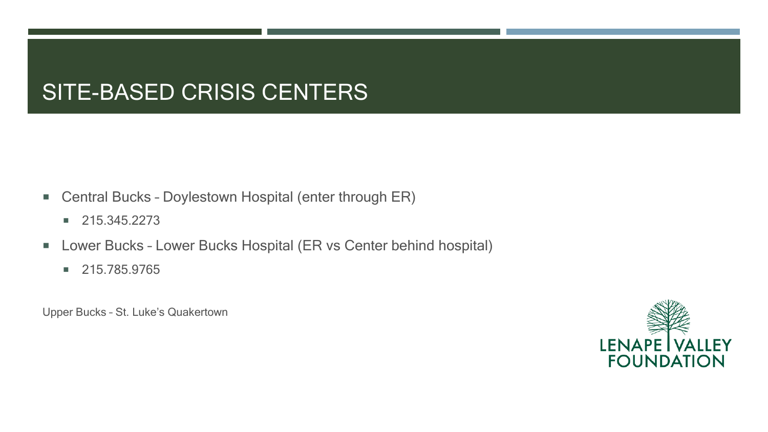# SITE-BASED CRISIS CENTERS

- Central Bucks – Doylestown Hospital (enter through ER)
  - 215.345.2273
- Lower Bucks – Lower Bucks Hospital (ER vs Center behind hospital)
  - 215.785.9765

Upper Bucks – St. Luke's Quakertown

LENAPE VALLEY FOUNDATION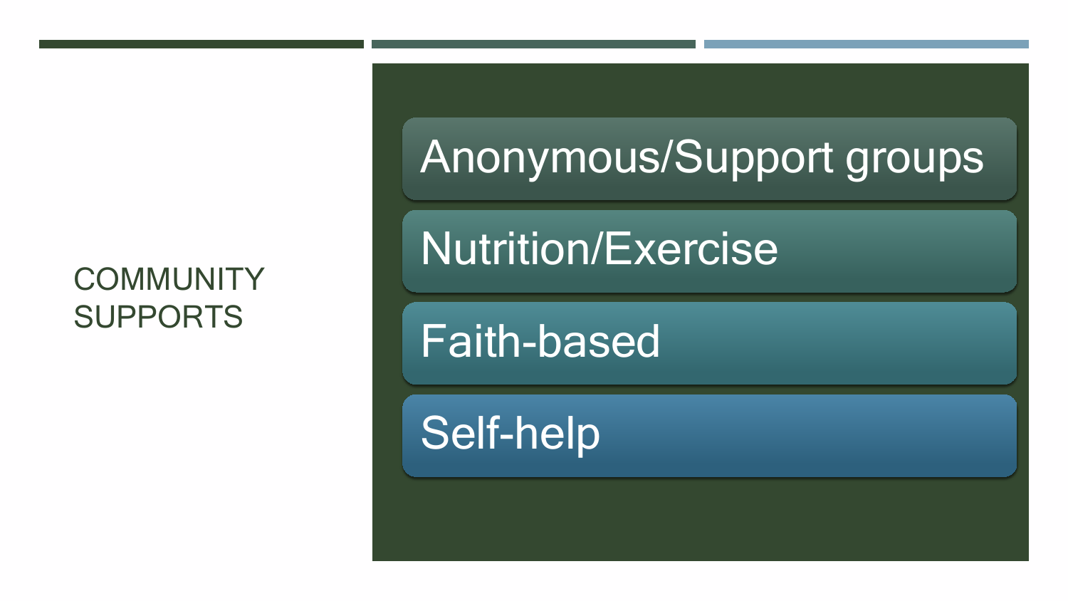# COMMUNITY SUPPORTS

- Anonymous/Support groups
- Nutrition/Exercise
- Faith-based
- Self-help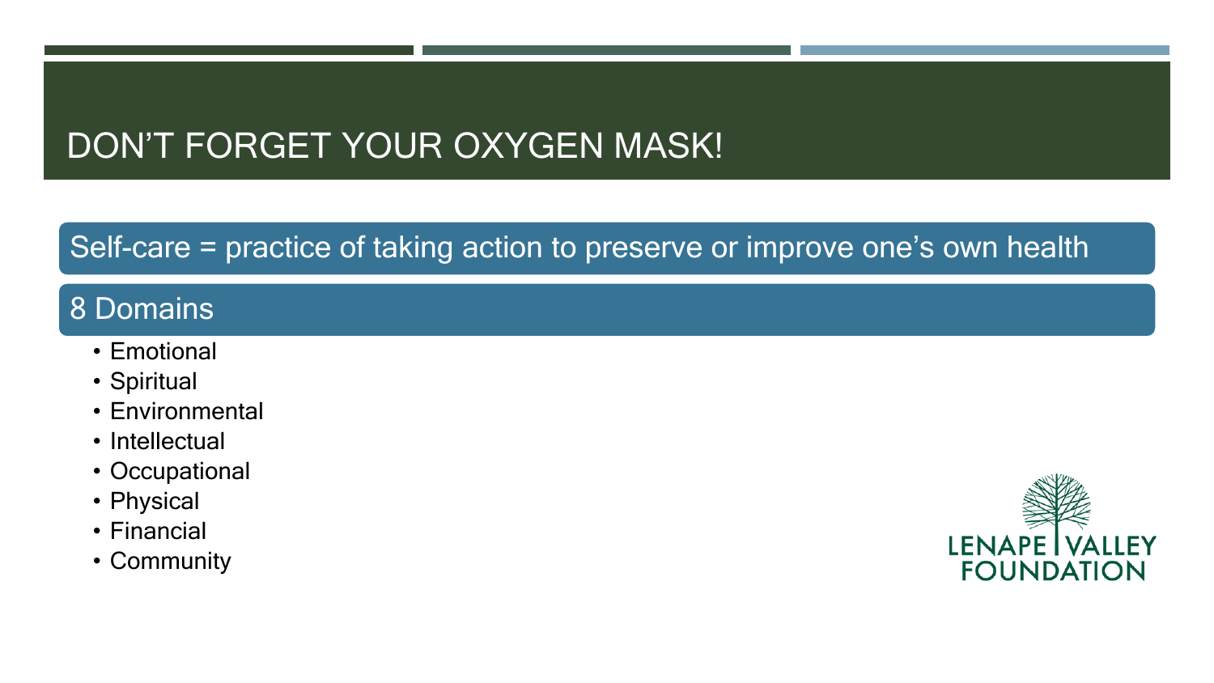# DON'T FORGET YOUR OXYGEN MASK!

Self-care = practice of taking action to preserve or improve one's own health

## 8 Domains

- Emotional
- Spiritual
- Environmental
- Intellectual
- Occupational
- Physical
- Financial
- Community

LENAPE VALLEY FOUNDATION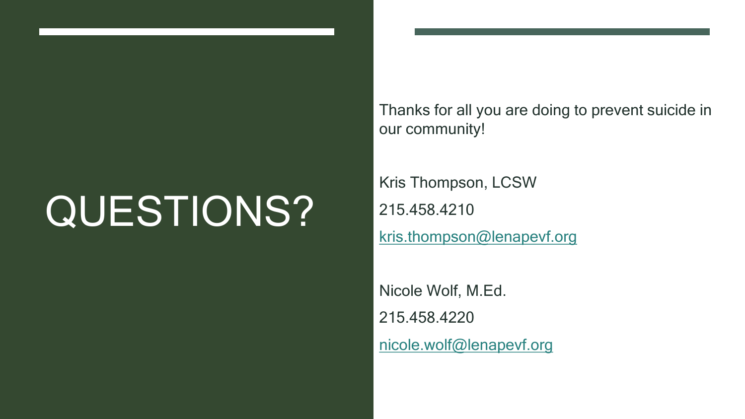# QUESTIONS?

Thanks for all you are doing to prevent suicide in our community!

Kris Thompson, LCSW

215.458.4210

kris.thompson@lenapevf.org

Nicole Wolf, M.Ed.

215.458.4220

nicole.wolf@lenapevf.org